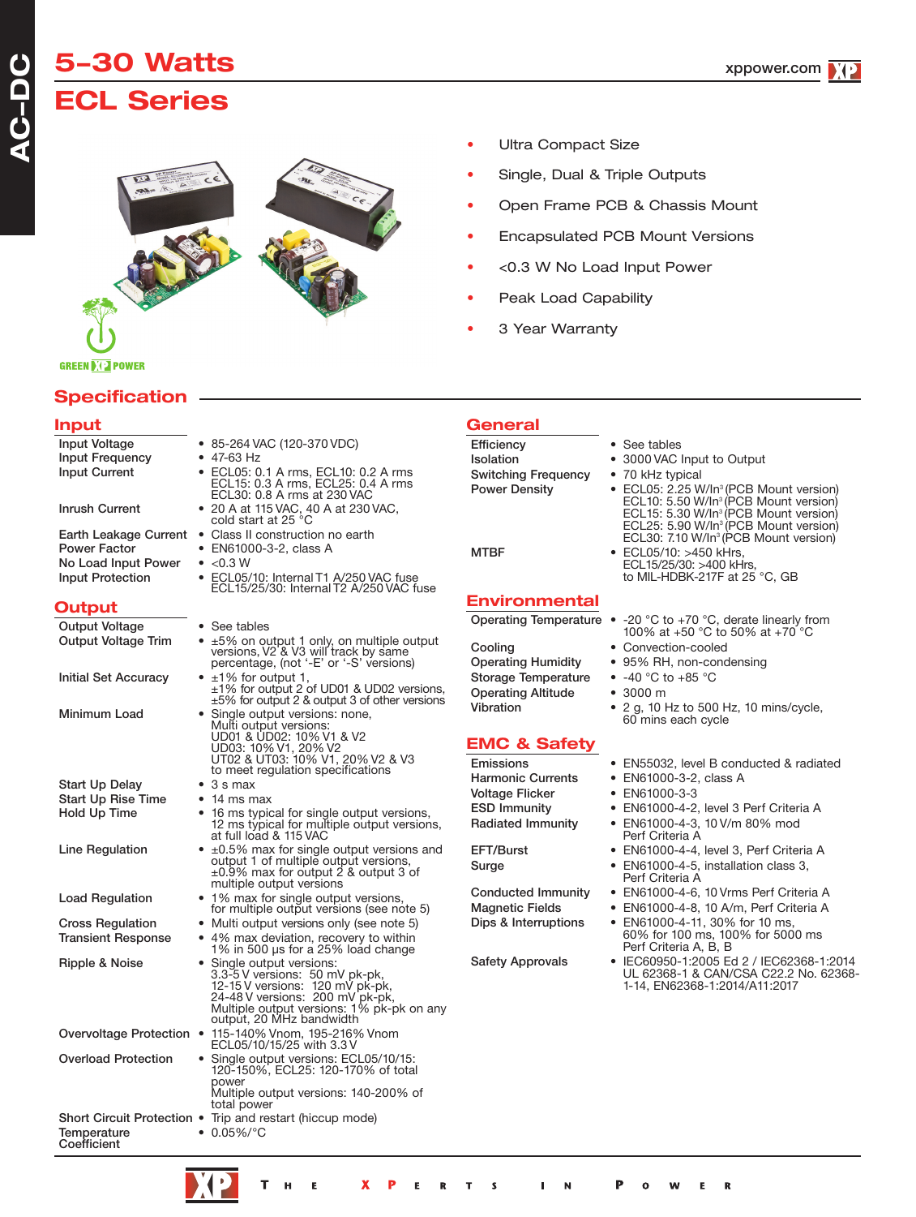# 5–30 Watts

# ECL Series

- Ultra Compact Size
- Single, Dual & Triple Outputs
- Open Frame PCB & Chassis Mount
- Encapsulated PCB Mount Versions
- <0.3 W No Load Input Power
- Peak Load Capability
- 3 Year Warranty

## Specification

### Input

| | |
|---|---|
| Input Voltage | • 85-264 VAC (120-370 VDC) |
| Input Frequency | • 47-63 Hz |
| Input Current | • ECL05: 0.1 A rms, ECL10: 0.2 A rms ECL15: 0.3 A rms, ECL25: 0.4 A rms ECL30: 0.8 A rms at 230 VAC |
| Inrush Current | • 20 A at 115 VAC, 40 A at 230 VAC, cold start at 25 °C |
| Earth Leakage Current | • Class II construction no earth |
| Power Factor | • EN61000-3-2, class A |
| No Load Input Power | • <0.3 W |
| Input Protection | • ECL05/10: Internal T1 A/250 VAC fuse ECL15/25/30: Internal T2 A/250 VAC fuse |

### Output

| | |
|---|---|
| Output Voltage | • See tables |
| Output Voltage Trim | • ±5% on output 1 only, on multiple output versions, V2 & V3 will track by same percentage, (not '-E' or '-S' versions) |
| Initial Set Accuracy | • ±1% for output 1, ±1% for output 2 of UD01 & UD02 versions, ±5% for output 2 & output 3 of other versions |
| Minimum Load | • Single output versions: none, Multi output versions: UD01 & UD02: 10% V1 & V2 UD03: 10% V1, 20% V2 UT02 & UT03: 10% V1, 20% V2 & V3 to meet regulation specifications |
| Start Up Delay | • 3 s max |
| Start Up Rise Time | • 14 ms max |
| Hold Up Time | • 16 ms typical for single output versions, 12 ms typical for multiple output versions, at full load & 115 VAC |
| Line Regulation | • ±0.5% max for single output versions and output 1 of multiple output versions, ±0.9% max for output 2 & output 3 of multiple output versions |
| Load Regulation | • 1% max for single output versions, for multiple output versions (see note 5) |
| Cross Regulation | • Multi output versions only (see note 5) |
| Transient Response | • 4% max deviation, recovery to within 1% in 500 µs for a 25% load change |
| Ripple & Noise | • Single output versions: 3.3-5 V versions: 50 mV pk-pk, 12-15 V versions: 120 mV pk-pk, 24-48 V versions: 200 mV pk-pk, Multiple output versions: 1% pk-pk on any output, 20 MHz bandwidth |
| Overvoltage Protection | • 115-140% Vnom, 195-216% Vnom ECL05/10/15/25 with 3.3 V |
| Overload Protection | • Single output versions: ECL05/10/15: 120-150%, ECL25: 120-170% of total power Multiple output versions: 140-200% of total power |
| Short Circuit Protection | • Trip and restart (hiccup mode) |
| Temperature Coefficient | • 0.05%/°C |

### General

| | |
|---|---|
| Efficiency | • See tables |
| Isolation | • 3000 VAC Input to Output |
| Switching Frequency | • 70 kHz typical |
| Power Density | • ECL05: 2.25 W/In³ (PCB Mount version) ECL10: 5.50 W/In³ (PCB Mount version) ECL15: 5.30 W/In³ (PCB Mount version) ECL25: 5.90 W/In³ (PCB Mount version) ECL30: 7.10 W/In³ (PCB Mount version) |
| MTBF | • ECL05/10: >450 kHrs, ECL15/25/30: >400 kHrs, to MIL-HDBK-217F at 25 °C, GB |

### Environmental

| | |
|---|---|
| Operating Temperature | • -20 °C to +70 °C, derate linearly from 100% at +50 °C to 50% at +70 °C |
| Cooling | • Convection-cooled |
| Operating Humidity | • 95% RH, non-condensing |
| Storage Temperature | • -40 °C to +85 °C |
| Operating Altitude | • 3000 m |
| Vibration | • 2 g, 10 Hz to 500 Hz, 10 mins/cycle, 60 mins each cycle |

### EMC & Safety

| | |
|---|---|
| Emissions | • EN55032, level B conducted & radiated |
| Harmonic Currents | • EN61000-3-2, class A |
| Voltage Flicker | • EN61000-3-3 |
| ESD Immunity | • EN61000-4-2, level 3 Perf Criteria A |
| Radiated Immunity | • EN61000-4-3, 10 V/m 80% mod Perf Criteria A |
| EFT/Burst | • EN61000-4-4, level 3, Perf Criteria A |
| Surge | • EN61000-4-5, installation class 3, Perf Criteria A |
| Conducted Immunity | • EN61000-4-6, 10 Vrms Perf Criteria A |
| Magnetic Fields | • EN61000-4-8, 10 A/m, Perf Criteria A |
| Dips & Interruptions | • EN61000-4-11, 30% for 10 ms, 60% for 100 ms, 100% for 5000 ms Perf Criteria A, B, B |
| Safety Approvals | • IEC60950-1:2005 Ed 2 / IEC62368-1:2014 UL 62368-1 & CAN/CSA C22.2 No. 62368-1-14, EN62368-1:2014/A11:2017 |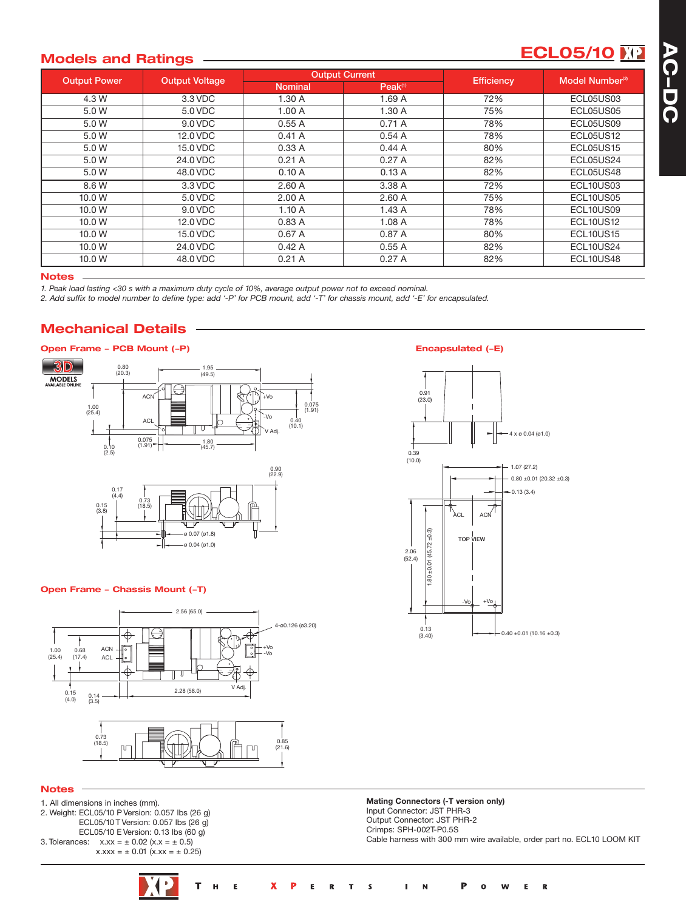## Models and Ratings

**ECL05/10**

| Output Power | Output Voltage | Output Current | | Efficiency | Model Number[2] |
|---|---|---|---|---|---|
| | | Nominal | Peak[1] | | |
| 4.3 W | 3.3 VDC | 1.30 A | 1.69 A | 72% | ECL05US03 |
| 5.0 W | 5.0 VDC | 1.00 A | 1.30 A | 75% | ECL05US05 |
| 5.0 W | 9.0 VDC | 0.55 A | 0.71 A | 78% | ECL05US09 |
| 5.0 W | 12.0 VDC | 0.41 A | 0.54 A | 78% | ECL05US12 |
| 5.0 W | 15.0 VDC | 0.33 A | 0.44 A | 80% | ECL05US15 |
| 5.0 W | 24.0 VDC | 0.21 A | 0.27 A | 82% | ECL05US24 |
| 5.0 W | 48.0 VDC | 0.10 A | 0.13 A | 82% | ECL05US48 |
| 8.6 W | 3.3 VDC | 2.60 A | 3.38 A | 72% | ECL10US03 |
| 10.0 W | 5.0 VDC | 2.00 A | 2.60 A | 75% | ECL10US05 |
| 10.0 W | 9.0 VDC | 1.10 A | 1.43 A | 78% | ECL10US09 |
| 10.0 W | 12.0 VDC | 0.83 A | 1.08 A | 78% | ECL10US12 |
| 10.0 W | 15.0 VDC | 0.67 A | 0.87 A | 80% | ECL10US15 |
| 10.0 W | 24.0 VDC | 0.42 A | 0.55 A | 82% | ECL10US24 |
| 10.0 W | 48.0 VDC | 0.21 A | 0.27 A | 82% | ECL10US48 |

### Notes

*1. Peak load lasting <30 s with a maximum duty cycle of 10%, average output power not to exceed nominal.*
*2. Add suffix to model number to define type: add '-P' for PCB mount, add '-T' for chassis mount, add '-E' for encapsulated.*

## Mechanical Details

### Open Frame – PCB Mount (-P)

### Encapsulated (-E)

### Open Frame – Chassis Mount (-T)

### Notes

1. All dimensions in inches (mm).
2. Weight: ECL05/10 P Version: 0.057 lbs (26 g)
   ECL05/10 T Version: 0.057 lbs (26 g)
   ECL05/10 E Version: 0.13 lbs (60 g)
3. Tolerances: x.xx = ± 0.02 (x.x = ± 0.5)
   x.xxx = ± 0.01 (x.xx = ± 0.25)

**Mating Connectors (-T version only)**
Input Connector: JST PHR-3
Output Connector: JST PHR-2
Crimps: SPH-002T-P0.5S
Cable harness with 300 mm wire available, order part no. ECL10 LOOM KIT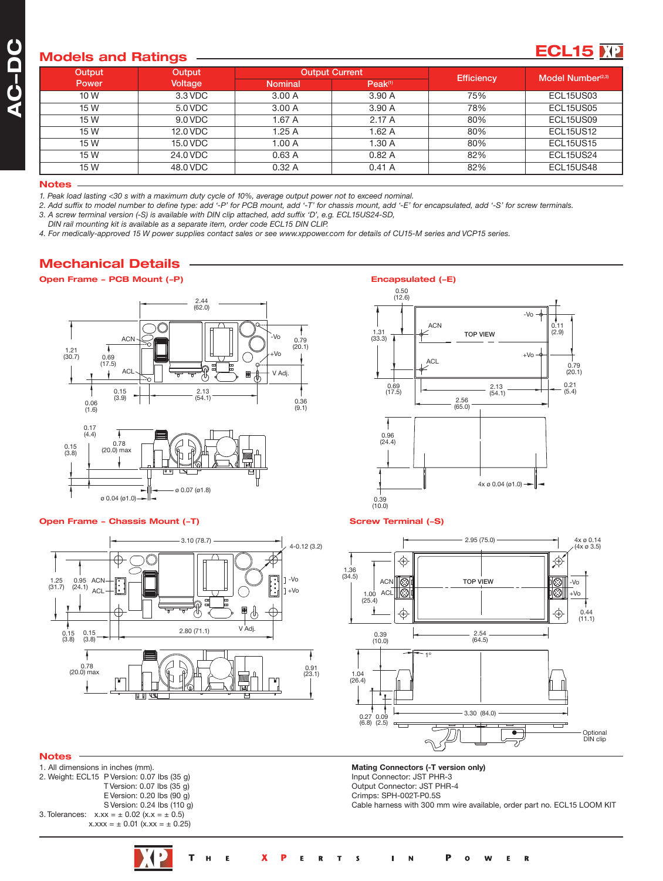## Models and Ratings

**ECL15**

| Output Power | Output Voltage | Output Current | | Efficiency | Model Number[2,3] |
|---|---|---|---|---|---|
| | | Nominal | Peak[1] | | |
| 10 W | 3.3 VDC | 3.00 A | 3.90 A | 75% | ECL15US03 |
| 15 W | 5.0 VDC | 3.00 A | 3.90 A | 78% | ECL15US05 |
| 15 W | 9.0 VDC | 1.67 A | 2.17 A | 80% | ECL15US09 |
| 15 W | 12.0 VDC | 1.25 A | 1.62 A | 80% | ECL15US12 |
| 15 W | 15.0 VDC | 1.00 A | 1.30 A | 80% | ECL15US15 |
| 15 W | 24.0 VDC | 0.63 A | 0.82 A | 82% | ECL15US24 |
| 15 W | 48.0 VDC | 0.32 A | 0.41 A | 82% | ECL15US48 |

### Notes

*1. Peak load lasting <30 s with a maximum duty cycle of 10%, average output power not to exceed nominal.*
*2. Add suffix to model number to define type: add '-P' for PCB mount, add '-T' for chassis mount, add '-E' for encapsulated, add '-S' for screw terminals.*
*3. A screw terminal version (-S) is available with DIN clip attached, add suffix 'D', e.g. ECL15US24-SD,*
*DIN rail mounting kit is available as a separate item, order code ECL15 DIN CLIP.*
*4. For medically-approved 15 W power supplies contact sales or see www.xppower.com for details of CU15-M series and VCP15 series.*

## Mechanical Details

### Open Frame – PCB Mount (-P)

### Encapsulated (-E)

### Open Frame – Chassis Mount (-T)

### Screw Terminal (-S)

### Notes

1. All dimensions in inches (mm).
2. Weight: ECL15 P Version: 0.07 lbs (35 g)
   T Version: 0.07 lbs (35 g)
   E Version: 0.20 lbs (90 g)
   S Version: 0.24 lbs (110 g)
3. Tolerances: x.xx = ± 0.02 (x.x = ± 0.5)
   x.xxx = ± 0.01 (x.xx = ± 0.25)

**Mating Connectors (-T version only)**
Input Connector: JST PHR-3
Output Connector: JST PHR-4
Crimps: SPH-002T-P0.5S
Cable harness with 300 mm wire available, order part no. ECL15 LOOM KIT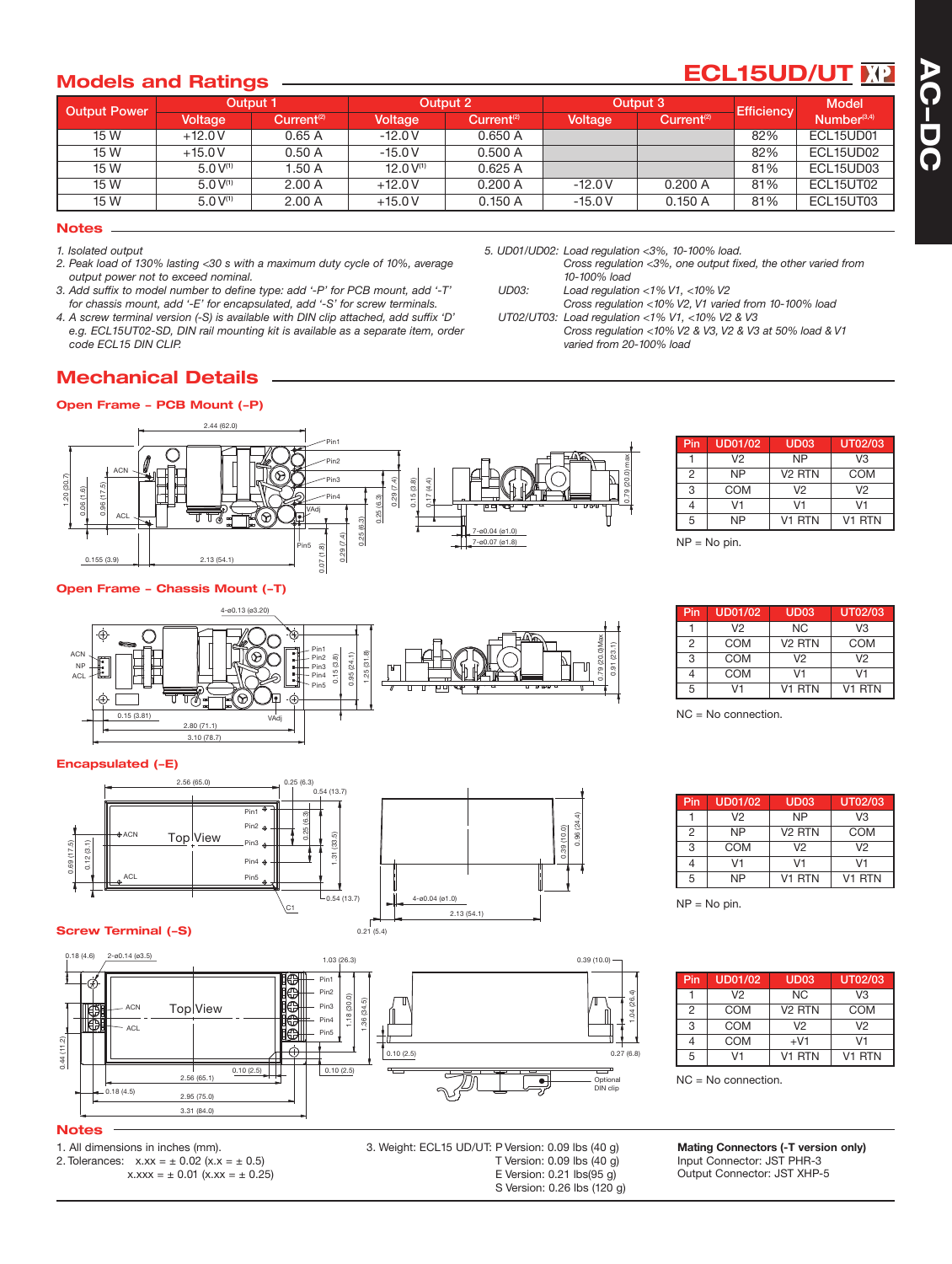## Models and Ratings

**ECL15UD/UT**

| Output Power | Output 1 | | Output 2 | | Output 3 | | Efficiency | Model |
|---|---|---|---|---|---|---|---|---|
| | Voltage | Current(2) | Voltage | Current(2) | Voltage | Current(2) | | Number(3,4) |
| 15 W | +12.0 V | 0.65 A | -12.0 V | 0.650 A | | | 82% | ECL15UD01 |
| 15 W | +15.0 V | 0.50 A | -15.0 V | 0.500 A | | | 82% | ECL15UD02 |
| 15 W | 5.0 V(1) | 1.50 A | 12.0 V(1) | 0.625 A | | | 81% | ECL15UD03 |
| 15 W | 5.0 V(1) | 2.00 A | +12.0 V | 0.200 A | -12.0 V | 0.200 A | 81% | ECL15UT02 |
| 15 W | 5.0 V(1) | 2.00 A | +15.0 V | 0.150 A | -15.0 V | 0.150 A | 81% | ECL15UT03 |

### Notes

*1. Isolated output*

*2. Peak load of 130% lasting <30 s with a maximum duty cycle of 10%, average output power not to exceed nominal.*

*3. Add suffix to model number to define type: add '-P' for PCB mount, add '-T' for chassis mount, add '-E' for encapsulated, add '-S' for screw terminals.*

*4. A screw terminal version (-S) is available with DIN clip attached, add suffix 'D' e.g. ECL15UT02-SD, DIN rail mounting kit is available as a separate item, order code ECL15 DIN CLIP.*

*5. UD01/UD02: Load regulation <3%, 10-100% load.*
*Cross regulation <3%, one output fixed, the other varied from 10-100% load*
*UD03: Load regulation <1% V1, <10% V2*
*Cross regulation <10% V2, V1 varied from 10-100% load*
*UT02/UT03: Load regulation <1% V1, <10% V2 & V3*
*Cross regulation <10% V2 & V3, V2 & V3 at 50% load & V1 varied from 20-100% load*

## Mechanical Details

### Open Frame – PCB Mount (-P)

| Pin | UD01/02 | UD03 | UT02/03 |
|---|---|---|---|
| 1 | V2 | NP | V3 |
| 2 | NP | V2 RTN | COM |
| 3 | COM | V2 | V2 |
| 4 | V1 | V1 | V1 |
| 5 | NP | V1 RTN | V1 RTN |

NP = No pin.

### Open Frame – Chassis Mount (-T)

| Pin | UD01/02 | UD03 | UT02/03 |
|---|---|---|---|
| 1 | V2 | NC | V3 |
| 2 | COM | V2 RTN | COM |
| 3 | COM | V2 | V2 |
| 4 | COM | V1 | V1 |
| 5 | V1 | V1 RTN | V1 RTN |

NC = No connection.

### Encapsulated (-E)

| Pin | UD01/02 | UD03 | UT02/03 |
|---|---|---|---|
| 1 | V2 | NP | V3 |
| 2 | NP | V2 RTN | COM |
| 3 | COM | V2 | V2 |
| 4 | V1 | V1 | V1 |
| 5 | NP | V1 RTN | V1 RTN |

NP = No pin.

### Screw Terminal (-S)

| Pin | UD01/02 | UD03 | UT02/03 |
|---|---|---|---|
| 1 | V2 | NC | V3 |
| 2 | COM | V2 RTN | COM |
| 3 | COM | V2 | V2 |
| 4 | COM | +V1 | V1 |
| 5 | V1 | V1 RTN | V1 RTN |

NC = No connection.

### Notes

1. All dimensions in inches (mm).
2. Tolerances: x.xx = ± 0.02 (x.x = ± 0.5)
   x.xxx = ± 0.01 (x.xx = ± 0.25)
3. Weight: ECL15 UD/UT: P Version: 0.09 lbs (40 g)
   T Version: 0.09 lbs (40 g)
   E Version: 0.21 lbs(95 g)
   S Version: 0.26 lbs (120 g)

**Mating Connectors (-T version only)**
Input Connector: JST PHR-3
Output Connector: JST XHP-5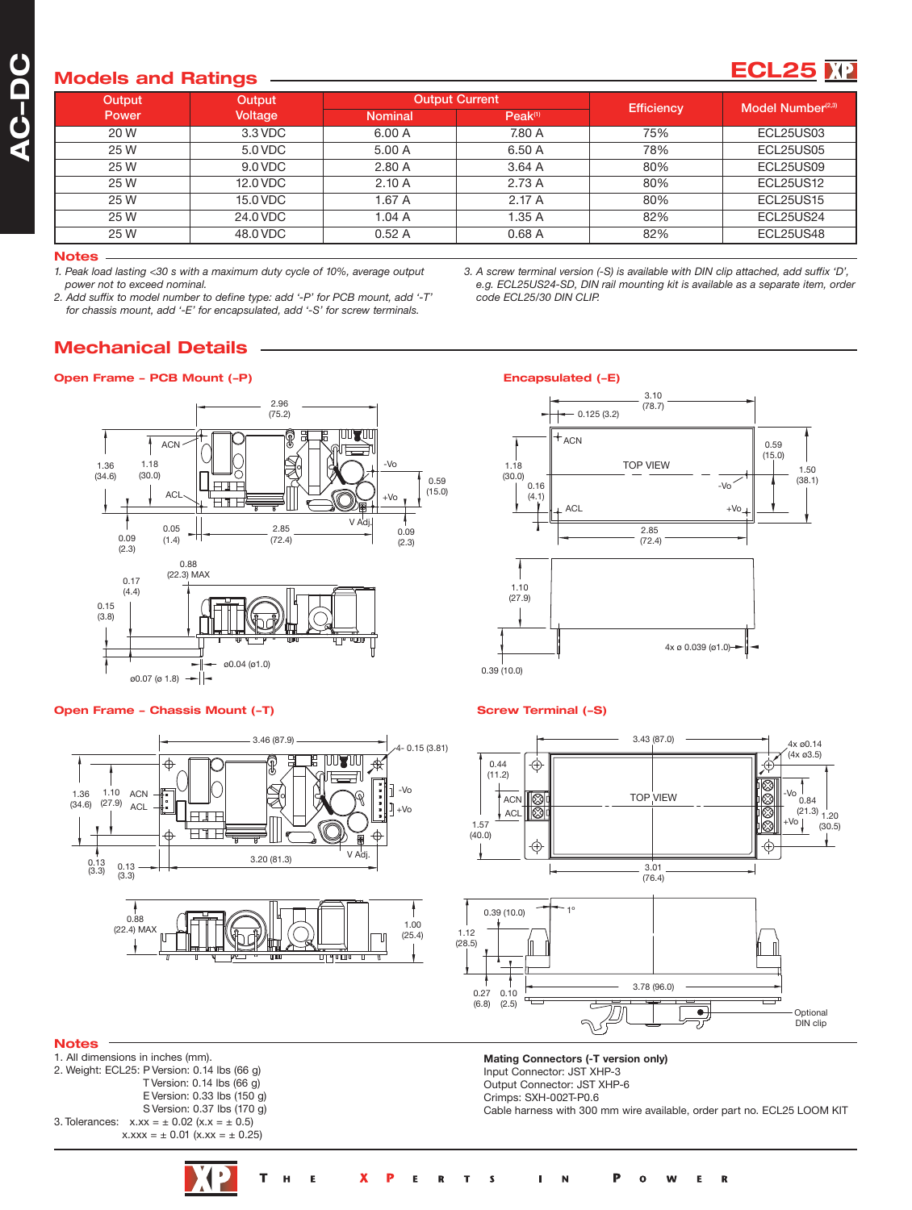## Models and Ratings

**ECL25**

| Output Power | Output Voltage | Output Current | | Efficiency | Model Number[2,3] |
|---|---|---|---|---|---|
| | | Nominal | Peak[1] | | |
| 20 W | 3.3 VDC | 6.00 A | 7.80 A | 75% | ECL25US03 |
| 25 W | 5.0 VDC | 5.00 A | 6.50 A | 78% | ECL25US05 |
| 25 W | 9.0 VDC | 2.80 A | 3.64 A | 80% | ECL25US09 |
| 25 W | 12.0 VDC | 2.10 A | 2.73 A | 80% | ECL25US12 |
| 25 W | 15.0 VDC | 1.67 A | 2.17 A | 80% | ECL25US15 |
| 25 W | 24.0 VDC | 1.04 A | 1.35 A | 82% | ECL25US24 |
| 25 W | 48.0 VDC | 0.52 A | 0.68 A | 82% | ECL25US48 |

### Notes

1. *Peak load lasting <30 s with a maximum duty cycle of 10%, average output power not to exceed nominal.*
2. *Add suffix to model number to define type: add '-P' for PCB mount, add '-T' for chassis mount, add '-E' for encapsulated, add '-S' for screw terminals.*
3. *A screw terminal version (-S) is available with DIN clip attached, add suffix 'D', e.g. ECL25US24-SD, DIN rail mounting kit is available as a separate item, order code ECL25/30 DIN CLIP.*

## Mechanical Details

### Open Frame – PCB Mount (-P)

2.96 (75.2); 1.36 (34.6); 1.18 (30.0); ACN; ACL; -Vo; +Vo; V Adj.; 0.59 (15.0); 0.05 (1.4); 2.85 (72.4); 0.09 (2.3); 0.09 (2.3); 0.88 (22.3) MAX; 0.17 (4.4); 0.15 (3.8); ø0.04 (ø1.0); ø0.07 (ø 1.8)

### Encapsulated (-E)

3.10 (78.7); 0.125 (3.2); ACN; TOP VIEW; -Vo; ACL; +Vo; 1.18 (30.0); 0.16 (4.1); 0.59 (15.0); 1.50 (38.1); 2.85 (72.4); 1.10 (27.9); 4x ø 0.039 (ø1.0); 0.39 (10.0)

### Open Frame – Chassis Mount (-T)

3.46 (87.9); 4- 0.15 (3.81); 1.36 (34.6); 1.10 (27.9); ACN; ACL; -Vo; +Vo; V Adj.; 3.20 (81.3); 0.13 (3.3); 0.13 (3.3); 0.88 (22.4) MAX; 1.00 (25.4)

### Screw Terminal (-S)

3.43 (87.0); 4x ø0.14 (4x ø3.5); 0.44 (11.2); ACN; ACL; TOP VIEW; -Vo; +Vo; 0.84 (21.3); 1.20 (30.5); 1.57 (40.0); 3.01 (76.4); 0.39 (10.0); 1°; 1.12 (28.5); 3.78 (96.0); 0.27 (6.8); 0.10 (2.5); Optional DIN clip

### Notes

1. All dimensions in inches (mm).
2. Weight: ECL25: P Version: 0.14 lbs (66 g)
   T Version: 0.14 lbs (66 g)
   E Version: 0.33 lbs (150 g)
   S Version: 0.37 lbs (170 g)
3. Tolerances: x.xx = ± 0.02 (x.x = ± 0.5)
   x.xxx = ± 0.01 (x.xx = ± 0.25)

**Mating Connectors (-T version only)**
Input Connector: JST XHP-3
Output Connector: JST XHP-6
Crimps: SXH-002T-P0.6
Cable harness with 300 mm wire available, order part no. ECL25 LOOM KIT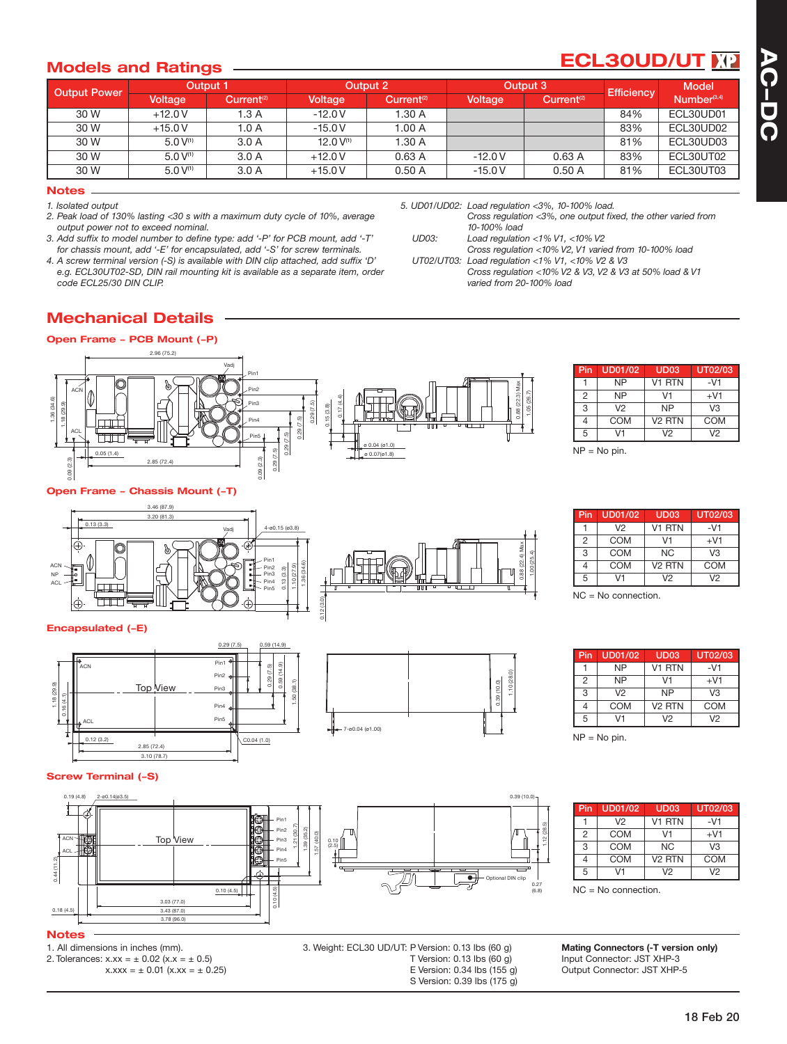## Models and Ratings

**ECL30UD/UT**

| Output Power | Output 1 | | Output 2 | | Output 3 | | Efficiency | Model |
|---|---|---|---|---|---|---|---|---|
| | Voltage | Current[2] | Voltage | Current[2] | Voltage | Current[2] | | Number[3,4] |
| 30 W | +12.0 V | 1.3 A | -12.0 V | 1.30 A | | | 84% | ECL30UD01 |
| 30 W | +15.0 V | 1.0 A | -15.0 V | 1.00 A | | | 83% | ECL30UD02 |
| 30 W | 5.0 V[1] | 3.0 A | 12.0 V[1] | 1.30 A | | | 81% | ECL30UD03 |
| 30 W | 5.0 V[1] | 3.0 A | +12.0 V | 0.63 A | -12.0 V | 0.63 A | 83% | ECL30UT02 |
| 30 W | 5.0 V[1] | 3.0 A | +15.0 V | 0.50 A | -15.0 V | 0.50 A | 81% | ECL30UT03 |

### Notes

*1. Isolated output*
*2. Peak load of 130% lasting <30 s with a maximum duty cycle of 10%, average output power not to exceed nominal.*
*3. Add suffix to model number to define type: add '-P' for PCB mount, add '-T' for chassis mount, add '-E' for encapsulated, add '-S' for screw terminals.*
*4. A screw terminal version (-S) is available with DIN clip attached, add suffix 'D' e.g. ECL30UT02-SD, DIN rail mounting kit is available as a separate item, order code ECL25/30 DIN CLIP.*
*5. UD01/UD02: Load regulation <3%, 10-100% load. Cross regulation <3%, one output fixed, the other varied from 10-100% load*
*UD03: Load regulation <1% V1, <10% V2. Cross regulation <10% V2, V1 varied from 10-100% load*
*UT02/UT03: Load regulation <1% V1, <10% V2 & V3. Cross regulation <10% V2 & V3, V2 & V3 at 50% load & V1 varied from 20-100% load*

## Mechanical Details

### Open Frame – PCB Mount (-P)

| Pin | UD01/02 | UD03 | UT02/03 |
|---|---|---|---|
| 1 | NP | V1 RTN | -V1 |
| 2 | NP | V1 | +V1 |
| 3 | V2 | NP | V3 |
| 4 | COM | V2 RTN | COM |
| 5 | V1 | V2 | V2 |

NP = No pin.

### Open Frame – Chassis Mount (-T)

| Pin | UD01/02 | UD03 | UT02/03 |
|---|---|---|---|
| 1 | V2 | V1 RTN | -V1 |
| 2 | COM | V1 | +V1 |
| 3 | COM | NC | V3 |
| 4 | COM | V2 RTN | COM |
| 5 | V1 | V2 | V2 |

NC = No connection.

### Encapsulated (-E)

| Pin | UD01/02 | UD03 | UT02/03 |
|---|---|---|---|
| 1 | NP | V1 RTN | -V1 |
| 2 | NP | V1 | +V1 |
| 3 | V2 | NP | V3 |
| 4 | COM | V2 RTN | COM |
| 5 | V1 | V2 | V2 |

NP = No pin.

### Screw Terminal (-S)

| Pin | UD01/02 | UD03 | UT02/03 |
|---|---|---|---|
| 1 | V2 | V1 RTN | -V1 |
| 2 | COM | V1 | +V1 |
| 3 | COM | NC | V3 |
| 4 | COM | V2 RTN | COM |
| 5 | V1 | V2 | V2 |

NC = No connection.

### Notes

1. All dimensions in inches (mm).
2. Tolerances: x.xx = ± 0.02 (x.x = ± 0.5)
x.xxx = ± 0.01 (x.xx = ± 0.25)
3. Weight: ECL30 UD/UT: P Version: 0.13 lbs (60 g)
T Version: 0.13 lbs (60 g)
E Version: 0.34 lbs (155 g)
S Version: 0.39 lbs (175 g)

**Mating Connectors (-T version only)**
Input Connector: JST XHP-3
Output Connector: JST XHP-5

18 Feb 20